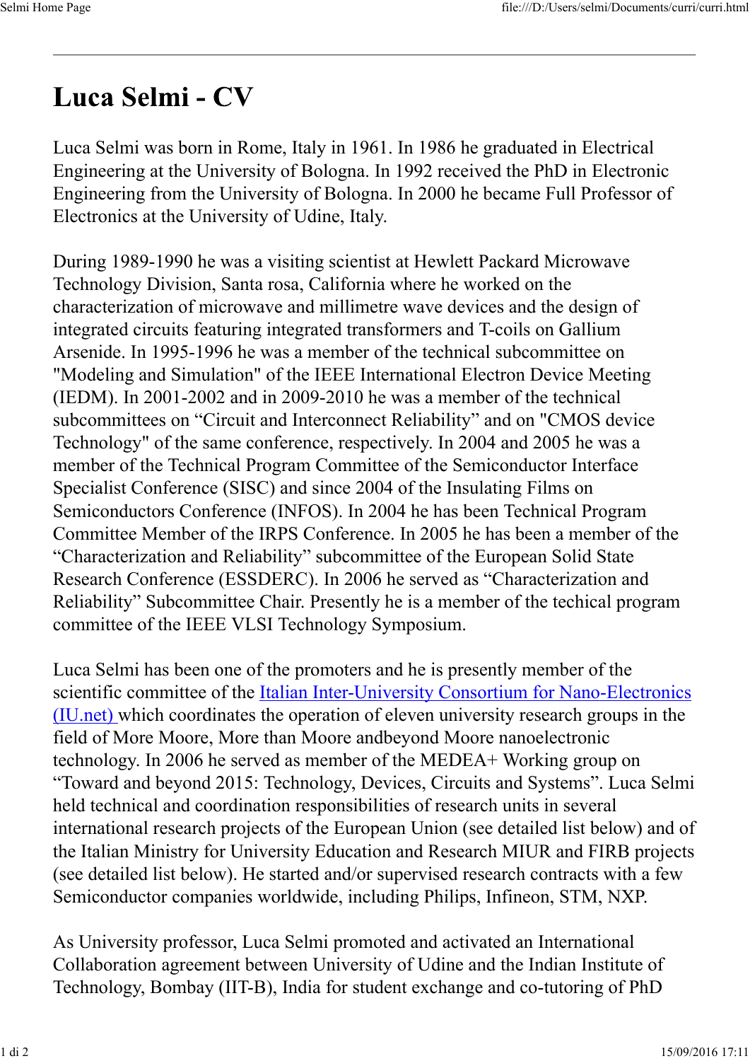# Luca Selmi - CV

Luca Selmi was born in Rome, Italy in 1961. In 1986 he graduated in Electrical Engineering at the University of Bologna. In 1992 received the PhD in Electronic Engineering from the University of Bologna. In 2000 he became Full Professor of Electronics at the University of Udine, Italy.

During 1989-1990 he was a visiting scientist at Hewlett Packard Microwave Technology Division, Santa rosa, California where he worked on the characterization of microwave and millimetre wave devices and the design of integrated circuits featuring integrated transformers and T-coils on Gallium Arsenide. In 1995-1996 he was a member of the technical subcommittee on "Modeling and Simulation" of the IEEE International Electron Device Meeting (IEDM). In 2001-2002 and in 2009-2010 he was a member of the technical subcommittees on "Circuit and Interconnect Reliability" and on "CMOS device Technology" of the same conference, respectively. In 2004 and 2005 he was a member of the Technical Program Committee of the Semiconductor Interface Specialist Conference (SISC) and since 2004 of the Insulating Films on Semiconductors Conference (INFOS). In 2004 he has been Technical Program Committee Member of the IRPS Conference. In 2005 he has been a member of the "Characterization and Reliability" subcommittee of the European Solid State Research Conference (ESSDERC). In 2006 he served as "Characterization and Reliability" Subcommittee Chair. Presently he is a member of the techical program committee of the IEEE VLSI Technology Symposium.

Luca Selmi has been one of the promoters and he is presently member of the scientific committee of the Italian Inter-University Consortium for Nano-Electronics (IU.net) which coordinates the operation of eleven university research groups in the field of More Moore, More than Moore andbeyond Moore nanoelectronic technology. In 2006 he served as member of the MEDEA+ Working group on "Toward and beyond 2015: Technology, Devices, Circuits and Systems". Luca Selmi held technical and coordination responsibilities of research units in several international research projects of the European Union (see detailed list below) and of the Italian Ministry for University Education and Research MIUR and FIRB projects (see detailed list below). He started and/or supervised research contracts with a few Semiconductor companies worldwide, including Philips, Infineon, STM, NXP.

As University professor, Luca Selmi promoted and activated an International Collaboration agreement between University of Udine and the Indian Institute of Technology, Bombay (IIT-B), India for student exchange and co-tutoring of PhD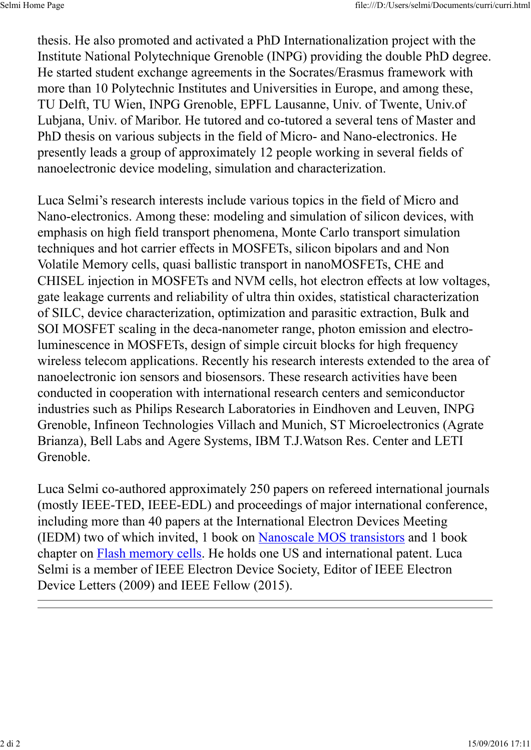thesis. He also promoted and activated a PhD Internationalization project with the Institute National Polytechnique Grenoble (INPG) providing the double PhD degree. He started student exchange agreements in the Socrates/Erasmus framework with more than 10 Polytechnic Institutes and Universities in Europe, and among these, TU Delft, TU Wien, INPG Grenoble, EPFL Lausanne, Univ. of Twente, Univ.of Lubjana, Univ. of Maribor. He tutored and co-tutored a several tens of Master and PhD thesis on various subjects in the field of Micro- and Nano-electronics. He presently leads a group of approximately 12 people working in several fields of nanoelectronic device modeling, simulation and characterization.

Luca Selmi's research interests include various topics in the field of Micro and Nano-electronics. Among these: modeling and simulation of silicon devices, with emphasis on high field transport phenomena, Monte Carlo transport simulation techniques and hot carrier effects in MOSFETs, silicon bipolars and and Non Volatile Memory cells, quasi ballistic transport in nanoMOSFETs, CHE and CHISEL injection in MOSFETs and NVM cells, hot electron effects at low voltages, gate leakage currents and reliability of ultra thin oxides, statistical characterization of SILC, device characterization, optimization and parasitic extraction, Bulk and SOI MOSFET scaling in the deca-nanometer range, photon emission and electro-luminescence in MOSFETs, design of simple circuit blocks for high frequency wireless telecom applications. Recently his research interests extended to the area of nanoelectronic ion sensors and biosensors. These research activities have been conducted in cooperation with international research centers and semiconductor industries such as Philips Research Laboratories in Eindhoven and Leuven, INPG Grenoble, Infineon Technologies Villach and Munich, ST Microelectronics (Agrate Brianza), Bell Labs and Agere Systems, IBM T.J.Watson Res. Center and LETI Grenoble.

Luca Selmi co-authored approximately 250 papers on refereed international journals (mostly IEEE-TED, IEEE-EDL) and proceedings of major international conference, including more than 40 papers at the International Electron Devices Meeting (IEDM) two of which invited, 1 book on Nanoscale MOS transistors and 1 book chapter on Flash memory cells. He holds one US and international patent. Luca Selmi is a member of IEEE Electron Device Society, Editor of IEEE Electron Device Letters (2009) and IEEE Fellow (2015).

---